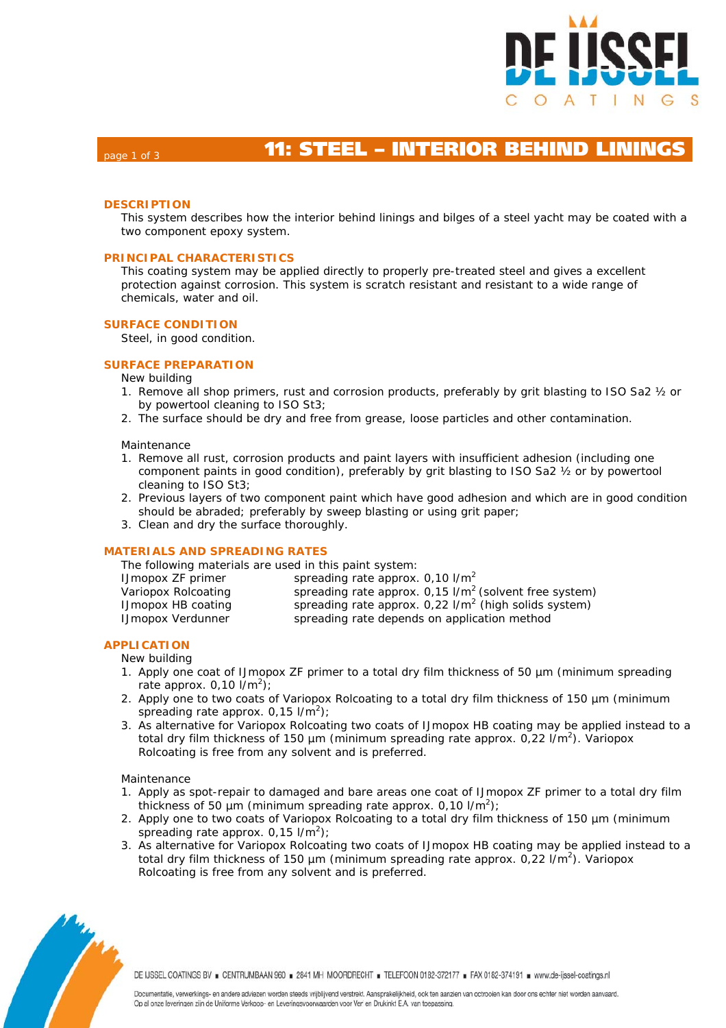# 11: STEEL – INTERIOR BEHIND LININGS

## DESCRIPTION

This system describes how the interior behind linings and bilges of a steel yacht may be coated with a two component epoxy system.

## PRINCIPAL CHARACTERISTICS

This coating system may be applied directly to properly pre-treated steel and gives a excellent protection against corrosion. This system is scratch resistant and resistant to a wide range of chemicals, water and oil.

## SURFACE CONDITION

Steel, in good condition.

## SURFACE PREPARATION

New building

1. Remove all shop primers, rust and corrosion products, preferably by grit blasting to ISO Sa2 ½ or by powertool cleaning to ISO St3;
2. The surface should be dry and free from grease, loose particles and other contamination.

Maintenance

1. Remove all rust, corrosion products and paint layers with insufficient adhesion (including one component paints in good condition), preferably by grit blasting to ISO Sa2 ½ or by powertool cleaning to ISO St3;
2. Previous layers of two component paint which have good adhesion and which are in good condition should be abraded; preferably by sweep blasting or using grit paper;
3. Clean and dry the surface thoroughly.

## MATERIALS AND SPREADING RATES

The following materials are used in this paint system:

| | |
|---|---|
| IJmopox ZF primer | spreading rate approx. 0,10 l/m$^2$ |
| Variopox Rolcoating | spreading rate approx. 0,15 l/m$^2$ (solvent free system) |
| IJmopox HB coating | spreading rate approx. 0,22 l/m$^2$ (high solids system) |
| IJmopox Verdunner | spreading rate depends on application method |

## APPLICATION

New building

1. Apply one coat of IJmopox ZF primer to a total dry film thickness of 50 µm (minimum spreading rate approx. 0,10 l/m$^2$);
2. Apply one to two coats of Variopox Rolcoating to a total dry film thickness of 150 µm (minimum spreading rate approx. 0,15 l/m$^2$);
3. As alternative for Variopox Rolcoating two coats of IJmopox HB coating may be applied instead to a total dry film thickness of 150 µm (minimum spreading rate approx. 0,22 l/m$^2$). Variopox Rolcoating is free from any solvent and is preferred.

Maintenance

1. Apply as spot-repair to damaged and bare areas one coat of IJmopox ZF primer to a total dry film thickness of 50 µm (minimum spreading rate approx. 0,10 l/m$^2$);
2. Apply one to two coats of Variopox Rolcoating to a total dry film thickness of 150 µm (minimum spreading rate approx. 0,15 l/m$^2$);
3. As alternative for Variopox Rolcoating two coats of IJmopox HB coating may be applied instead to a total dry film thickness of 150 µm (minimum spreading rate approx. 0,22 l/m$^2$). Variopox Rolcoating is free from any solvent and is preferred.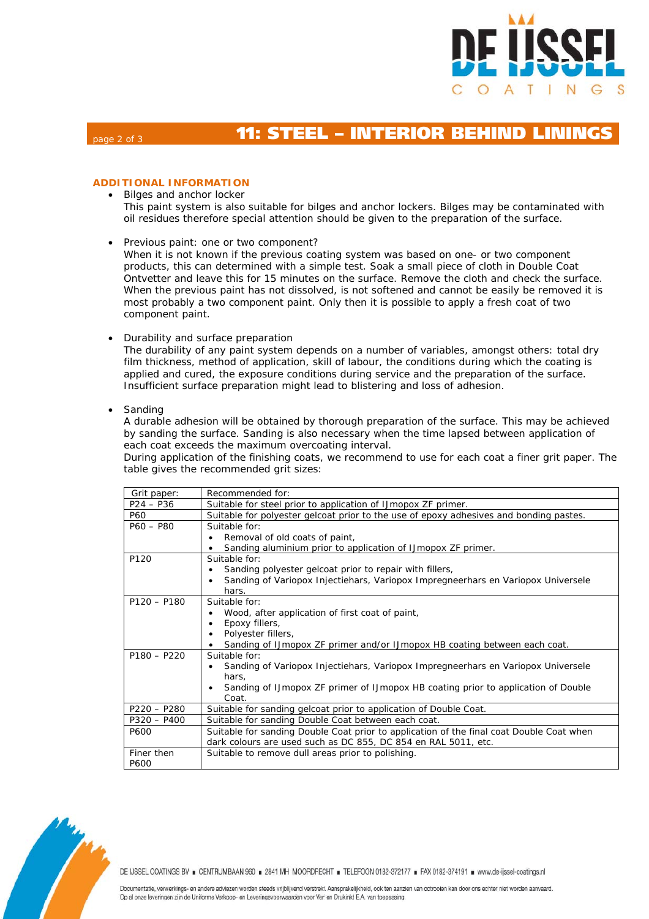# 11: STEEL – INTERIOR BEHIND LININGS

## ADDITIONAL INFORMATION

- Bilges and anchor locker
  This paint system is also suitable for bilges and anchor lockers. Bilges may be contaminated with oil residues therefore special attention should be given to the preparation of the surface.

- Previous paint: one or two component?
  When it is not known if the previous coating system was based on one- or two component products, this can determined with a simple test. Soak a small piece of cloth in Double Coat Ontvetter and leave this for 15 minutes on the surface. Remove the cloth and check the surface. When the previous paint has not dissolved, is not softened and cannot be easily be removed it is most probably a two component paint. Only then it is possible to apply a fresh coat of two component paint.

- Durability and surface preparation
  The durability of any paint system depends on a number of variables, amongst others: total dry film thickness, method of application, skill of labour, the conditions during which the coating is applied and cured, the exposure conditions during service and the preparation of the surface. Insufficient surface preparation might lead to blistering and loss of adhesion.

- Sanding
  A durable adhesion will be obtained by thorough preparation of the surface. This may be achieved by sanding the surface. Sanding is also necessary when the time lapsed between application of each coat exceeds the maximum overcoating interval.
  During application of the finishing coats, we recommend to use for each coat a finer grit paper. The table gives the recommended grit sizes:

| Grit paper: | Recommended for: |
|---|---|
| P24 – P36 | Suitable for steel prior to application of IJmopox ZF primer. |
| P60 | Suitable for polyester gelcoat prior to the use of epoxy adhesives and bonding pastes. |
| P60 – P80 | Suitable for:<br>• Removal of old coats of paint,<br>• Sanding aluminium prior to application of IJmopox ZF primer. |
| P120 | Suitable for:<br>• Sanding polyester gelcoat prior to repair with fillers,<br>• Sanding of Variopox Injectiehars, Variopox Impregneerhars en Variopox Universele hars. |
| P120 – P180 | Suitable for:<br>• Wood, after application of first coat of paint,<br>• Epoxy fillers,<br>• Polyester fillers,<br>• Sanding of IJmopox ZF primer and/or IJmopox HB coating between each coat. |
| P180 – P220 | Suitable for:<br>• Sanding of Variopox Injectiehars, Variopox Impregneerhars en Variopox Universele hars,<br>• Sanding of IJmopox ZF primer of IJmopox HB coating prior to application of Double Coat. |
| P220 – P280 | Suitable for sanding gelcoat prior to application of Double Coat. |
| P320 – P400 | Suitable for sanding Double Coat between each coat. |
| P600 | Suitable for sanding Double Coat prior to application of the final coat Double Coat when dark colours are used such as DC 855, DC 854 en RAL 5011, etc. |
| Finer then P600 | Suitable to remove dull areas prior to polishing. |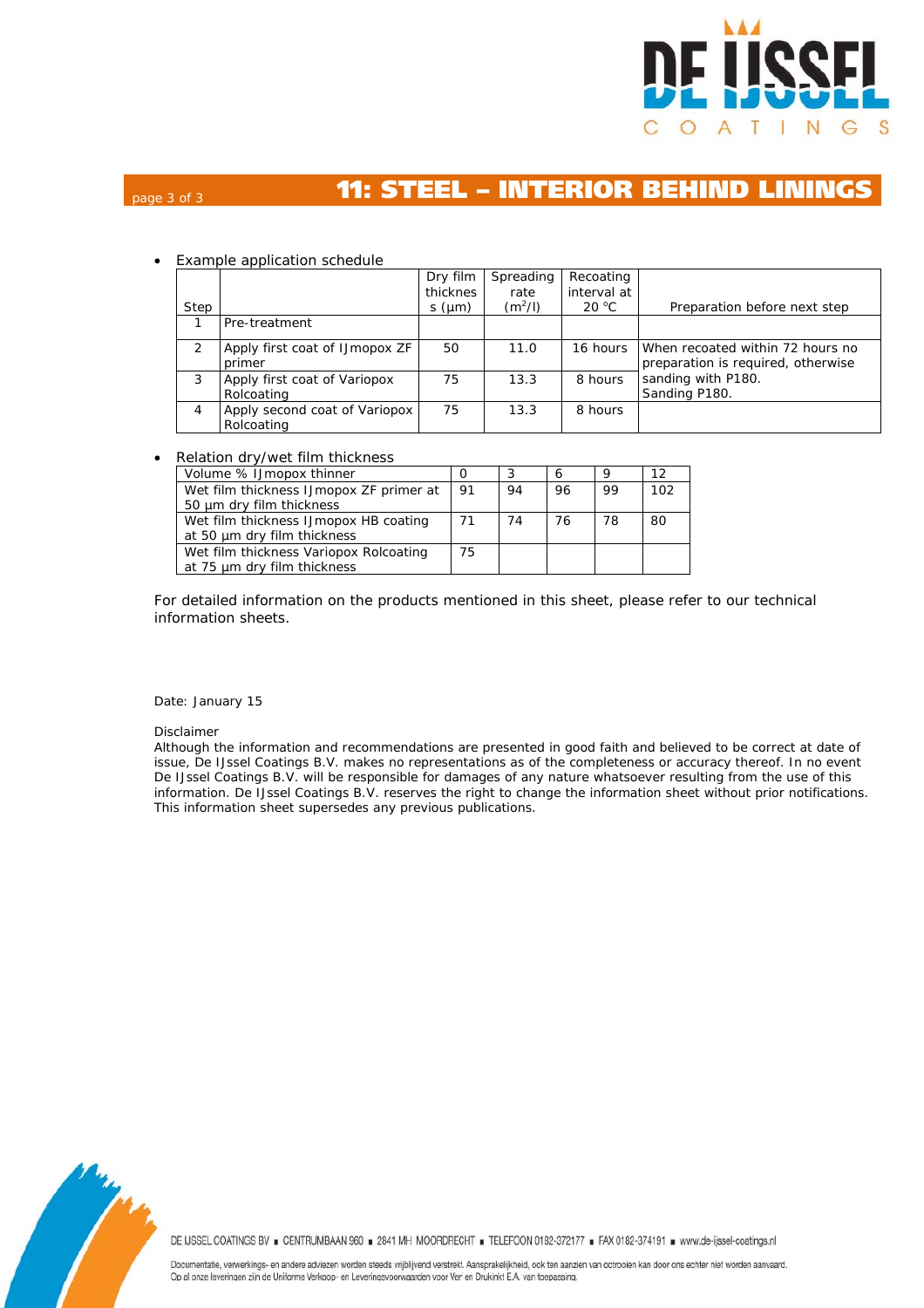## 11: STEEL – INTERIOR BEHIND LININGS

- Example application schedule

| Step | | Dry film thickness (µm) | Spreading rate ($m^2$/l) | Recoating interval at 20 °C | Preparation before next step |
|---|---|---|---|---|---|
| 1 | Pre-treatment | | | | |
| 2 | Apply first coat of IJmopox ZF primer | 50 | 11.0 | 16 hours | When recoated within 72 hours no preparation is required, otherwise sanding with P180. |
| 3 | Apply first coat of Variopox Rolcoating | 75 | 13.3 | 8 hours | Sanding P180. |
| 4 | Apply second coat of Variopox Rolcoating | 75 | 13.3 | 8 hours | |

- Relation dry/wet film thickness

| Volume % IJmopox thinner | 0 | 3 | 6 | 9 | 12 |
|---|---|---|---|---|---|
| Wet film thickness IJmopox ZF primer at 50 µm dry film thickness | 91 | 94 | 96 | 99 | 102 |
| Wet film thickness IJmopox HB coating at 50 µm dry film thickness | 71 | 74 | 76 | 78 | 80 |
| Wet film thickness Variopox Rolcoating at 75 µm dry film thickness | 75 | | | | |

For detailed information on the products mentioned in this sheet, please refer to our technical information sheets.

Date: January 15

Disclaimer
Although the information and recommendations are presented in good faith and believed to be correct at date of issue, De IJssel Coatings B.V. makes no representations as of the completeness or accuracy thereof. In no event De IJssel Coatings B.V. will be responsible for damages of any nature whatsoever resulting from the use of this information. De IJssel Coatings B.V. reserves the right to change the information sheet without prior notifications. This information sheet supersedes any previous publications.